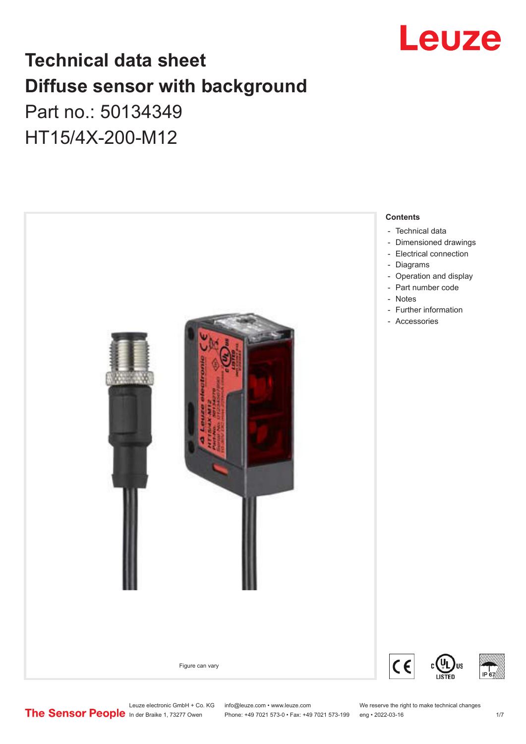# Technical data sheet
# Diffuse sensor with background

Part no.: 50134349

HT15/4X-200-M12

Figure can vary

**Contents**

- Technical data
- Dimensioned drawings
- Electrical connection
- Diagrams
- Operation and display
- Part number code
- Notes
- Further information
- Accessories

Leuze electronic GmbH + Co. KG
In der Braike 1, 73277 Owen

info@leuze.com • www.leuze.com
Phone: +49 7021 573-0 • Fax: +49 7021 573-199

We reserve the right to make technical changes
eng • 2022-03-16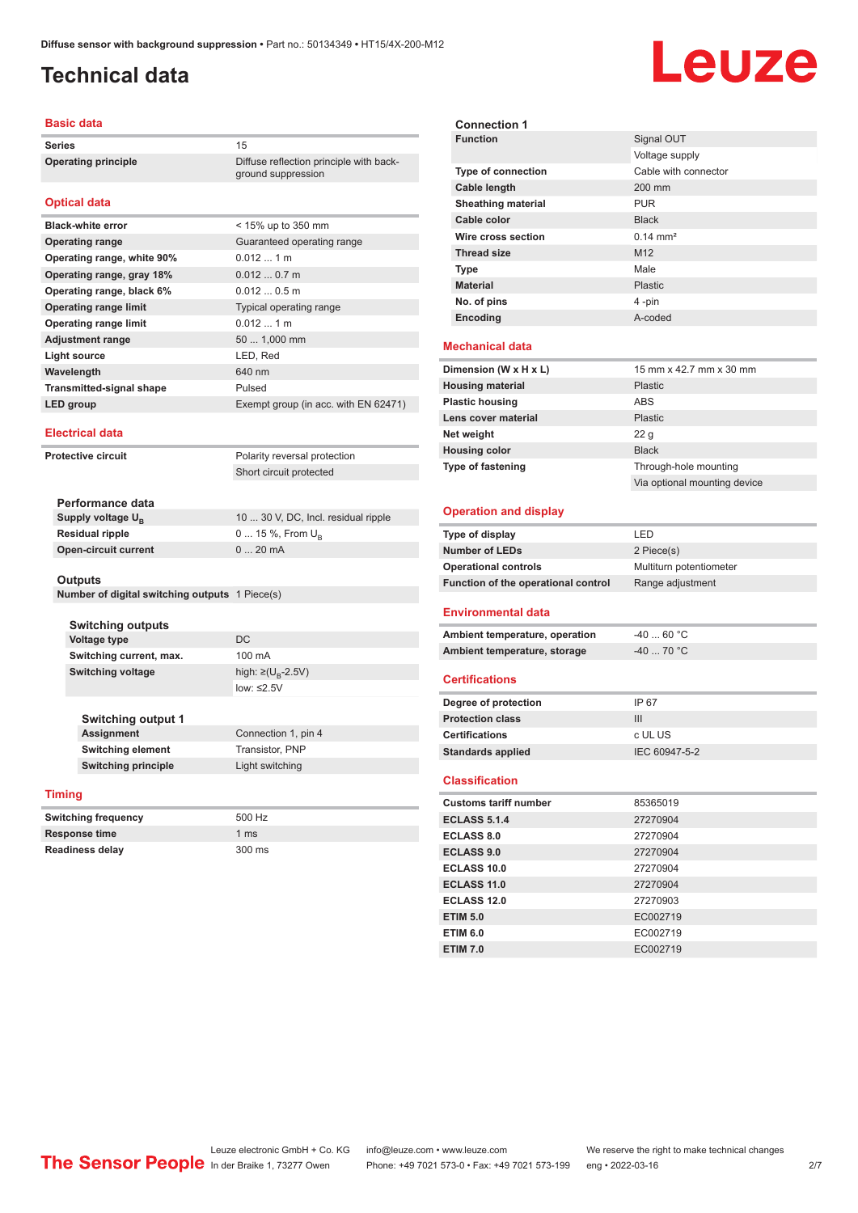# Technical data

## Basic data

| | |
|---|---|
| **Series** | 15 |
| **Operating principle** | Diffuse reflection principle with background suppression |

## Optical data

| | |
|---|---|
| **Black-white error** | < 15% up to 350 mm |
| **Operating range** | Guaranteed operating range |
| **Operating range, white 90%** | 0.012 ... 1 m |
| **Operating range, gray 18%** | 0.012 ... 0.7 m |
| **Operating range, black 6%** | 0.012 ... 0.5 m |
| **Operating range limit** | Typical operating range |
| **Operating range limit** | 0.012 ... 1 m |
| **Adjustment range** | 50 ... 1,000 mm |
| **Light source** | LED, Red |
| **Wavelength** | 640 nm |
| **Transmitted-signal shape** | Pulsed |
| **LED group** | Exempt group (in acc. with EN 62471) |

## Electrical data

| | |
|---|---|
| **Protective circuit** | Polarity reversal protection |
| | Short circuit protected |

### Performance data

| | |
|---|---|
| **Supply voltage $U_B$** | 10 ... 30 V, DC, Incl. residual ripple |
| **Residual ripple** | 0 ... 15 %, From $U_B$ |
| **Open-circuit current** | 0 ... 20 mA |

### Outputs

| | |
|---|---|
| **Number of digital switching outputs** | 1 Piece(s) |

#### Switching outputs

| | |
|---|---|
| **Voltage type** | DC |
| **Switching current, max.** | 100 mA |
| **Switching voltage** | high: ≥($U_B$-2.5V) |
| | low: ≤2.5V |

#### Switching output 1

| | |
|---|---|
| **Assignment** | Connection 1, pin 4 |
| **Switching element** | Transistor, PNP |
| **Switching principle** | Light switching |

## Timing

| | |
|---|---|
| **Switching frequency** | 500 Hz |
| **Response time** | 1 ms |
| **Readiness delay** | 300 ms |

### Connection 1

| | |
|---|---|
| **Function** | Signal OUT |
| | Voltage supply |
| **Type of connection** | Cable with connector |
| **Cable length** | 200 mm |
| **Sheathing material** | PUR |
| **Cable color** | Black |
| **Wire cross section** | 0.14 mm² |
| **Thread size** | M12 |
| **Type** | Male |
| **Material** | Plastic |
| **No. of pins** | 4 -pin |
| **Encoding** | A-coded |

## Mechanical data

| | |
|---|---|
| **Dimension (W x H x L)** | 15 mm x 42.7 mm x 30 mm |
| **Housing material** | Plastic |
| **Plastic housing** | ABS |
| **Lens cover material** | Plastic |
| **Net weight** | 22 g |
| **Housing color** | Black |
| **Type of fastening** | Through-hole mounting |
| | Via optional mounting device |

## Operation and display

| | |
|---|---|
| **Type of display** | LED |
| **Number of LEDs** | 2 Piece(s) |
| **Operational controls** | Multiturn potentiometer |
| **Function of the operational control** | Range adjustment |

## Environmental data

| | |
|---|---|
| **Ambient temperature, operation** | -40 ... 60 °C |
| **Ambient temperature, storage** | -40 ... 70 °C |

## Certifications

| | |
|---|---|
| **Degree of protection** | IP 67 |
| **Protection class** | III |
| **Certifications** | c UL US |
| **Standards applied** | IEC 60947-5-2 |

## Classification

| | |
|---|---|
| **Customs tariff number** | 85365019 |
| **ECLASS 5.1.4** | 27270904 |
| **ECLASS 8.0** | 27270904 |
| **ECLASS 9.0** | 27270904 |
| **ECLASS 10.0** | 27270904 |
| **ECLASS 11.0** | 27270904 |
| **ECLASS 12.0** | 27270903 |
| **ETIM 5.0** | EC002719 |
| **ETIM 6.0** | EC002719 |
| **ETIM 7.0** | EC002719 |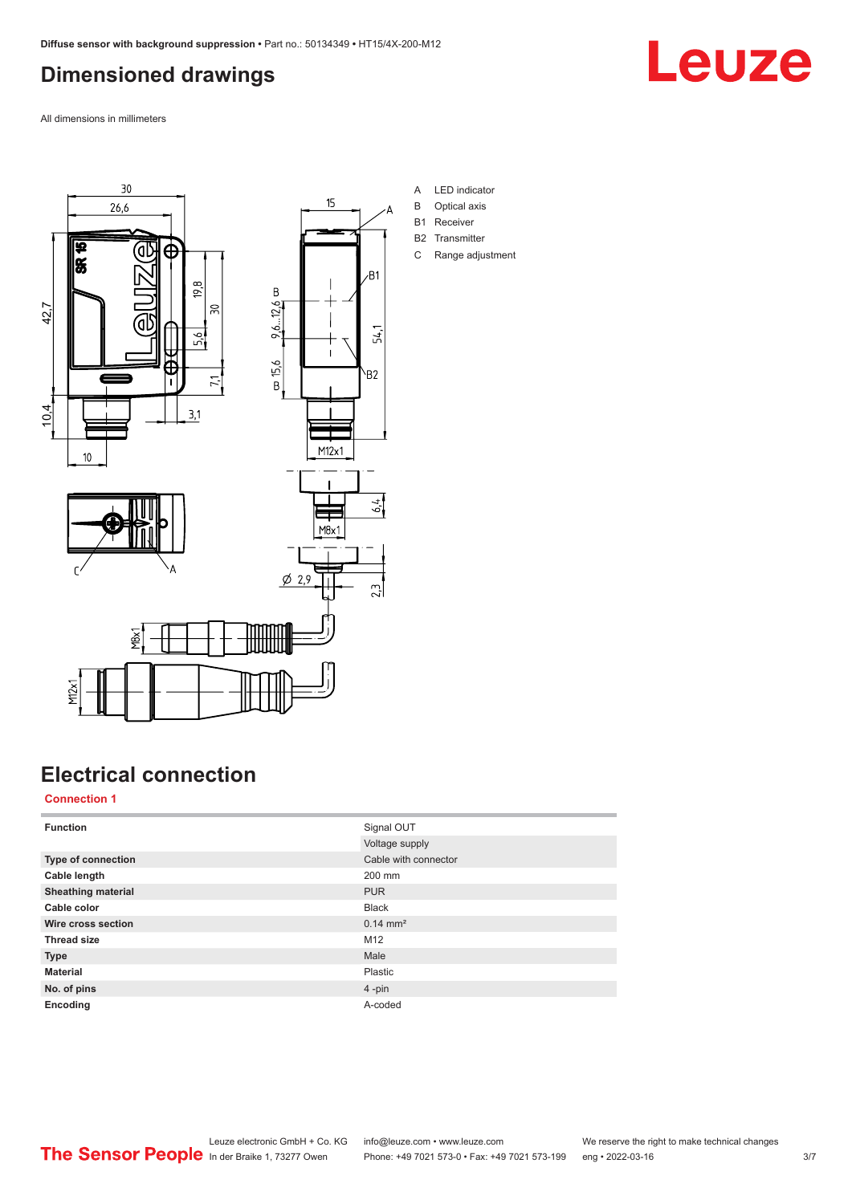# Dimensioned drawings

All dimensions in millimeters

A LED indicator
B Optical axis
B1 Receiver
B2 Transmitter
C Range adjustment

# Electrical connection

## Connection 1

| | |
|---|---|
| **Function** | Signal OUT |
| | Voltage supply |
| **Type of connection** | Cable with connector |
| **Cable length** | 200 mm |
| **Sheathing material** | PUR |
| **Cable color** | Black |
| **Wire cross section** | 0.14 mm² |
| **Thread size** | M12 |
| **Type** | Male |
| **Material** | Plastic |
| **No. of pins** | 4 -pin |
| **Encoding** | A-coded |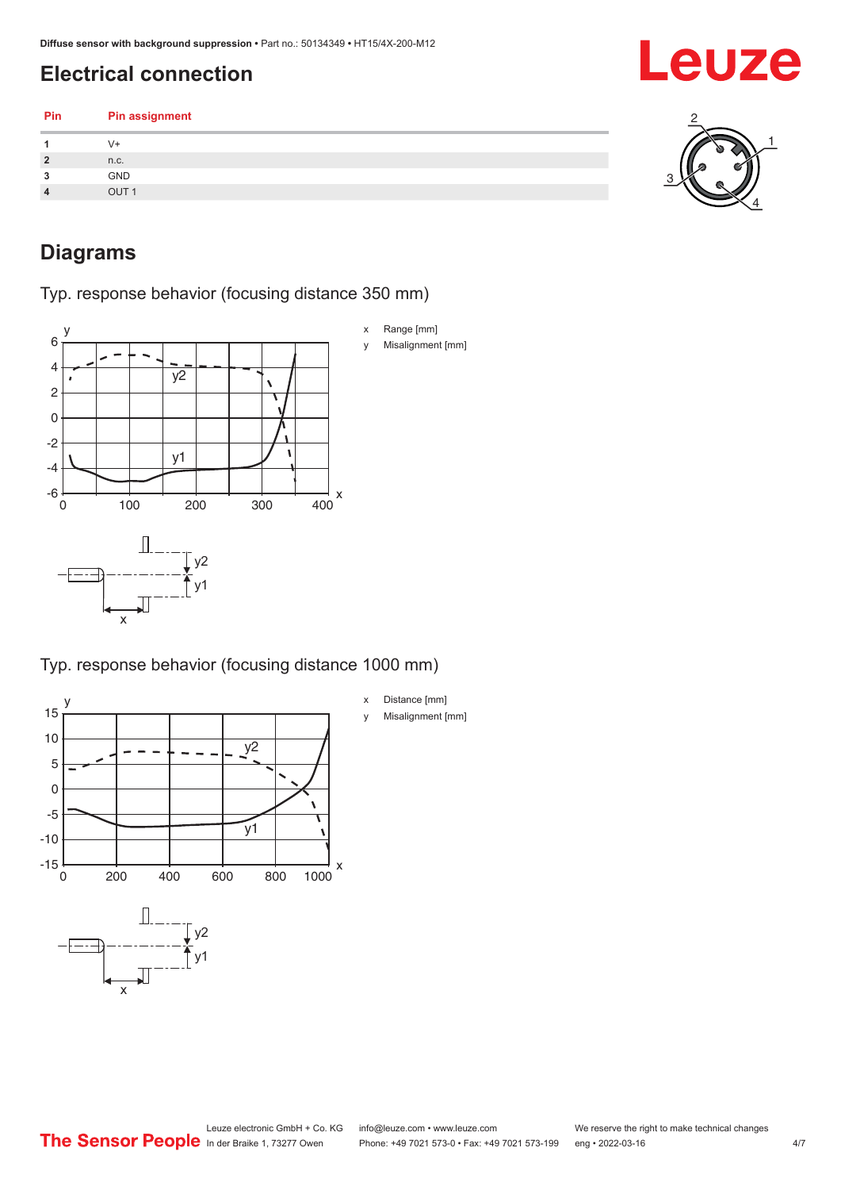## Electrical connection

| Pin | Pin assignment |
|---|---|
| 1 | V+ |
| 2 | n.c. |
| 3 | GND |
| 4 | OUT 1 |

## Diagrams

### Typ. response behavior (focusing distance 350 mm)

x Range [mm]

y Misalignment [mm]

### Typ. response behavior (focusing distance 1000 mm)

x Distance [mm]

y Misalignment [mm]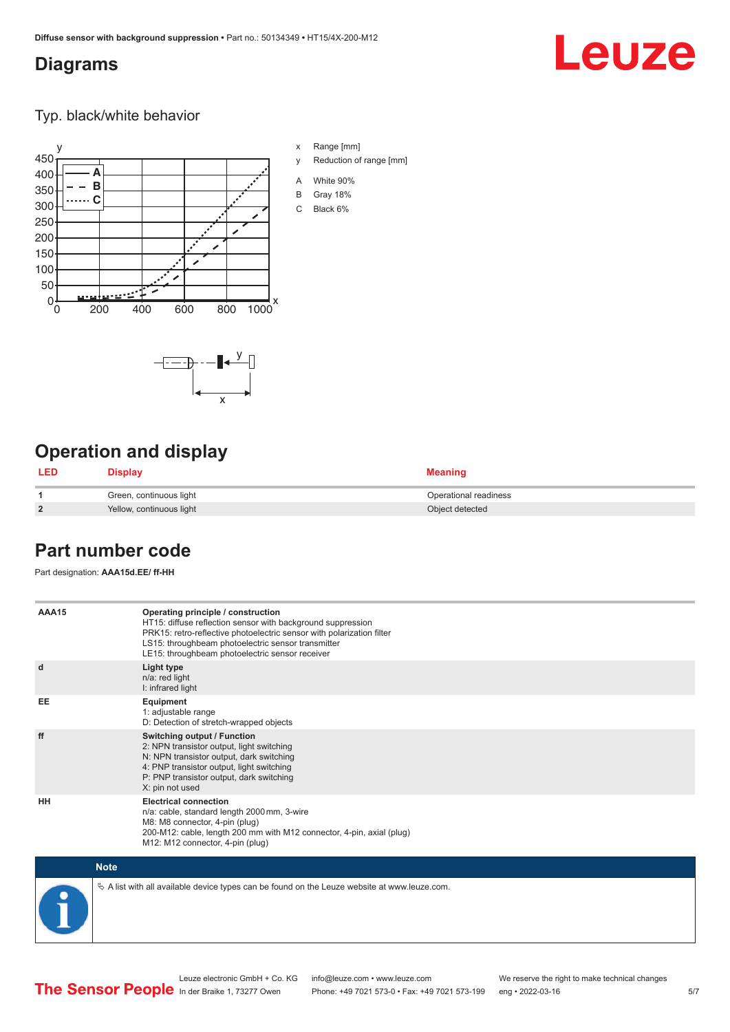## Diagrams

### Typ. black/white behavior

x Range [mm]

y Reduction of range [mm]

A White 90%

B Gray 18%

C Black 6%

## Operation and display

| LED | Display | Meaning |
|---|---|---|
| 1 | Green, continuous light | Operational readiness |
| 2 | Yellow, continuous light | Object detected |

## Part number code

Part designation: **AAA15d.EE/ ff-HH**

| | |
|---|---|
| **AAA15** | **Operating principle / construction**<br>HT15: diffuse reflection sensor with background suppression<br>PRK15: retro-reflective photoelectric sensor with polarization filter<br>LS15: throughbeam photoelectric sensor transmitter<br>LE15: throughbeam photoelectric sensor receiver |
| **d** | **Light type**<br>n/a: red light<br>I: infrared light |
| **EE** | **Equipment**<br>1: adjustable range<br>D: Detection of stretch-wrapped objects |
| **ff** | **Switching output / Function**<br>2: NPN transistor output, light switching<br>N: NPN transistor output, dark switching<br>4: PNP transistor output, light switching<br>P: PNP transistor output, dark switching<br>X: pin not used |
| **HH** | **Electrical connection**<br>n/a: cable, standard length 2000 mm, 3-wire<br>M8: M8 connector, 4-pin (plug)<br>200-M12: cable, length 200 mm with M12 connector, 4-pin, axial (plug)<br>M12: M12 connector, 4-pin (plug) |

**Note**

↳ A list with all available device types can be found on the Leuze website at www.leuze.com.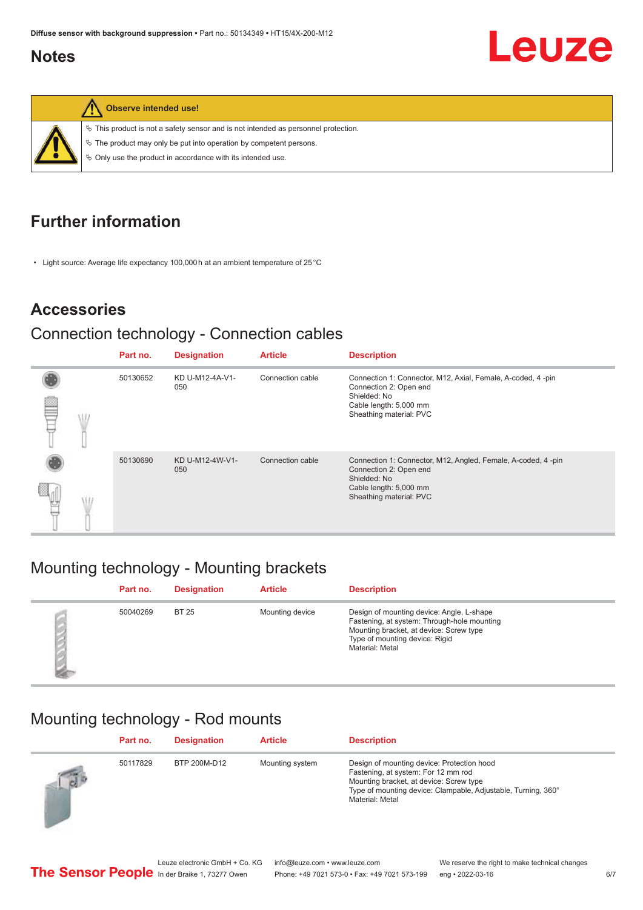## Notes

**Observe intended use!**

- This product is not a safety sensor and is not intended as personnel protection.
- The product may only be put into operation by competent persons.
- Only use the product in accordance with its intended use.

## Further information

- Light source: Average life expectancy 100,000 h at an ambient temperature of 25 °C

## Accessories

### Connection technology - Connection cables

| Part no. | Designation | Article | Description |
|---|---|---|---|
| 50130652 | KD U-M12-4A-V1-050 | Connection cable | Connection 1: Connector, M12, Axial, Female, A-coded, 4 -pin<br>Connection 2: Open end<br>Shielded: No<br>Cable length: 5,000 mm<br>Sheathing material: PVC |
| 50130690 | KD U-M12-4W-V1-050 | Connection cable | Connection 1: Connector, M12, Angled, Female, A-coded, 4 -pin<br>Connection 2: Open end<br>Shielded: No<br>Cable length: 5,000 mm<br>Sheathing material: PVC |

### Mounting technology - Mounting brackets

| Part no. | Designation | Article | Description |
|---|---|---|---|
| 50040269 | BT 25 | Mounting device | Design of mounting device: Angle, L-shape<br>Fastening, at system: Through-hole mounting<br>Mounting bracket, at device: Screw type<br>Type of mounting device: Rigid<br>Material: Metal |

### Mounting technology - Rod mounts

| Part no. | Designation | Article | Description |
|---|---|---|---|
| 50117829 | BTP 200M-D12 | Mounting system | Design of mounting device: Protection hood<br>Fastening, at system: For 12 mm rod<br>Mounting bracket, at device: Screw type<br>Type of mounting device: Clampable, Adjustable, Turning, 360°<br>Material: Metal |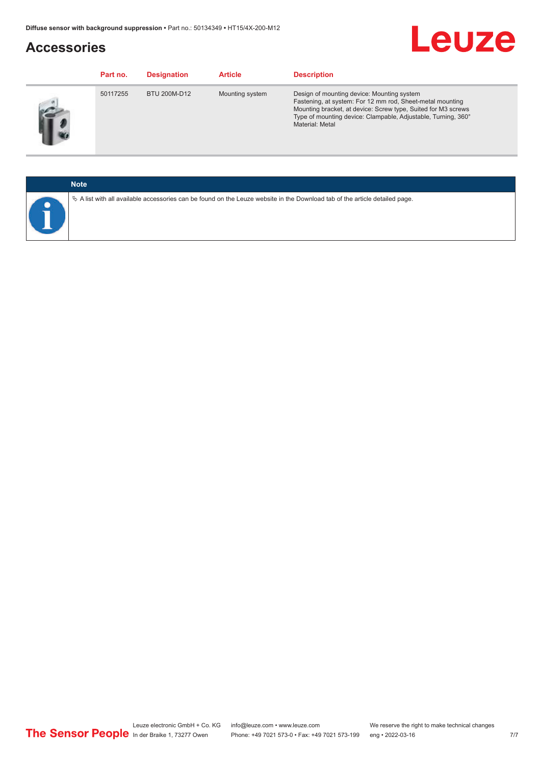## Accessories

| | Part no. | Designation | Article | Description |
|---|---|---|---|---|
| | 50117255 | BTU 200M-D12 | Mounting system | Design of mounting device: Mounting system<br>Fastening, at system: For 12 mm rod, Sheet-metal mounting<br>Mounting bracket, at device: Screw type, Suited for M3 screws<br>Type of mounting device: Clampable, Adjustable, Turning, 360°<br>Material: Metal |

**Note**

↳ A list with all available accessories can be found on the Leuze website in the Download tab of the article detailed page.